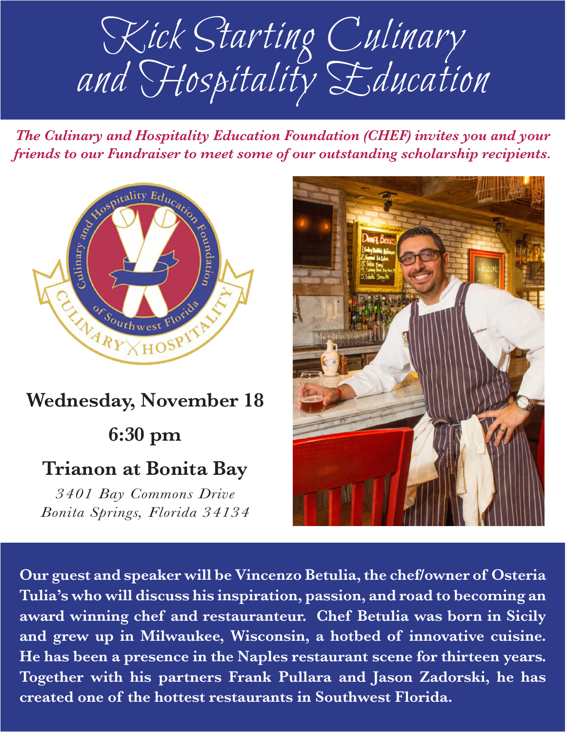# Kick Starting Culinary and Hospitality Education

***The Culinary and Hospitality Education Foundation (CHEF) invites you and your friends to our Fundraiser to meet some of our outstanding scholarship recipients.***

**Wednesday, November 18**

**6:30 pm**

**Trianon at Bonita Bay**

*3401 Bay Commons Drive*
*Bonita Springs, Florida 34134*

**Our guest and speaker will be Vincenzo Betulia, the chef/owner of Osteria Tulia's who will discuss his inspiration, passion, and road to becoming an award winning chef and restauranteur. Chef Betulia was born in Sicily and grew up in Milwaukee, Wisconsin, a hotbed of innovative cuisine. He has been a presence in the Naples restaurant scene for thirteen years. Together with his partners Frank Pullara and Jason Zadorski, he has created one of the hottest restaurants in Southwest Florida.**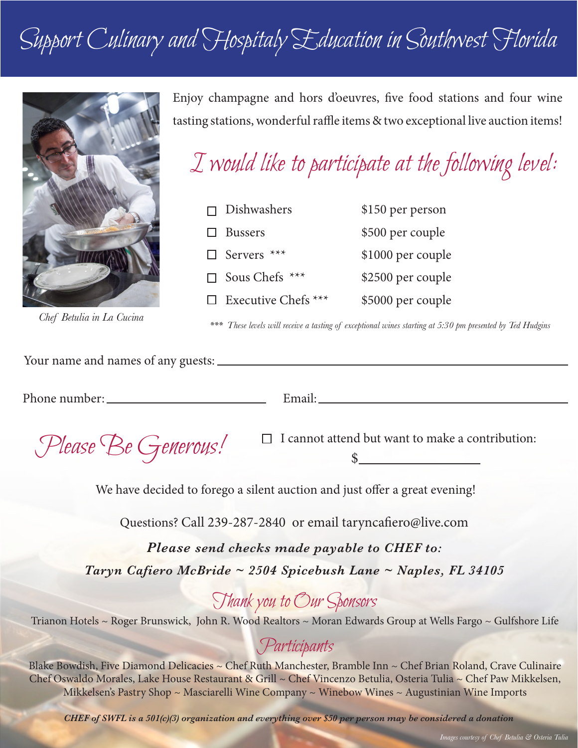# Support Culinary and Hospitaly Education in Southwest Florida

Chef Betulia in La Cucina

Enjoy champagne and hors d'oeuvres, five food stations and four wine tasting stations, wonderful raffle items & two exceptional live auction items!

## I would like to participate at the following level:

| | | |
|---|---|---|
| ☐ | Dishwashers | $150 per person |
| ☐ | Bussers | $500 per couple |
| ☐ | Servers *** | $1000 per couple |
| ☐ | Sous Chefs *** | $2500 per couple |
| ☐ | Executive Chefs *** | $5000 per couple |

*\*\*\* These levels will receive a tasting of exceptional wines starting at 5:30 pm presented by Ted Hudgins*

Your name and names of any guests: ______________________________

Phone number: ____________________ Email: ______________________________

## Please Be Generous!

☐ I cannot attend but want to make a contribution:

$ ____________

We have decided to forego a silent auction and just offer a great evening!

Questions? Call 239-287-2840 or email taryncafiero@live.com

***Please send checks made payable to CHEF to:***

***Taryn Cafiero McBride ~ 2504 Spicebush Lane ~ Naples, FL 34105***

## Thank you to Our Sponsors

Trianon Hotels ~ Roger Brunswick, John R. Wood Realtors ~ Moran Edwards Group at Wells Fargo ~ Gulfshore Life

## Participants

Blake Bowdish, Five Diamond Delicacies ~ Chef Ruth Manchester, Bramble Inn ~ Chef Brian Roland, Crave Culinaire
Chef Oswaldo Morales, Lake House Restaurant & Grill ~ Chef Vincenzo Betulia, Osteria Tulia ~ Chef Paw Mikkelsen, Mikkelsen's Pastry Shop ~ Masciarelli Wine Company ~ Winebow Wines ~ Augustinian Wine Imports

***CHEF of SWFL is a 501(c)(3) organization and everything over $50 per person may be considered a donation***

*Images courtesy of Chef Betulia & Osteria Tulia*